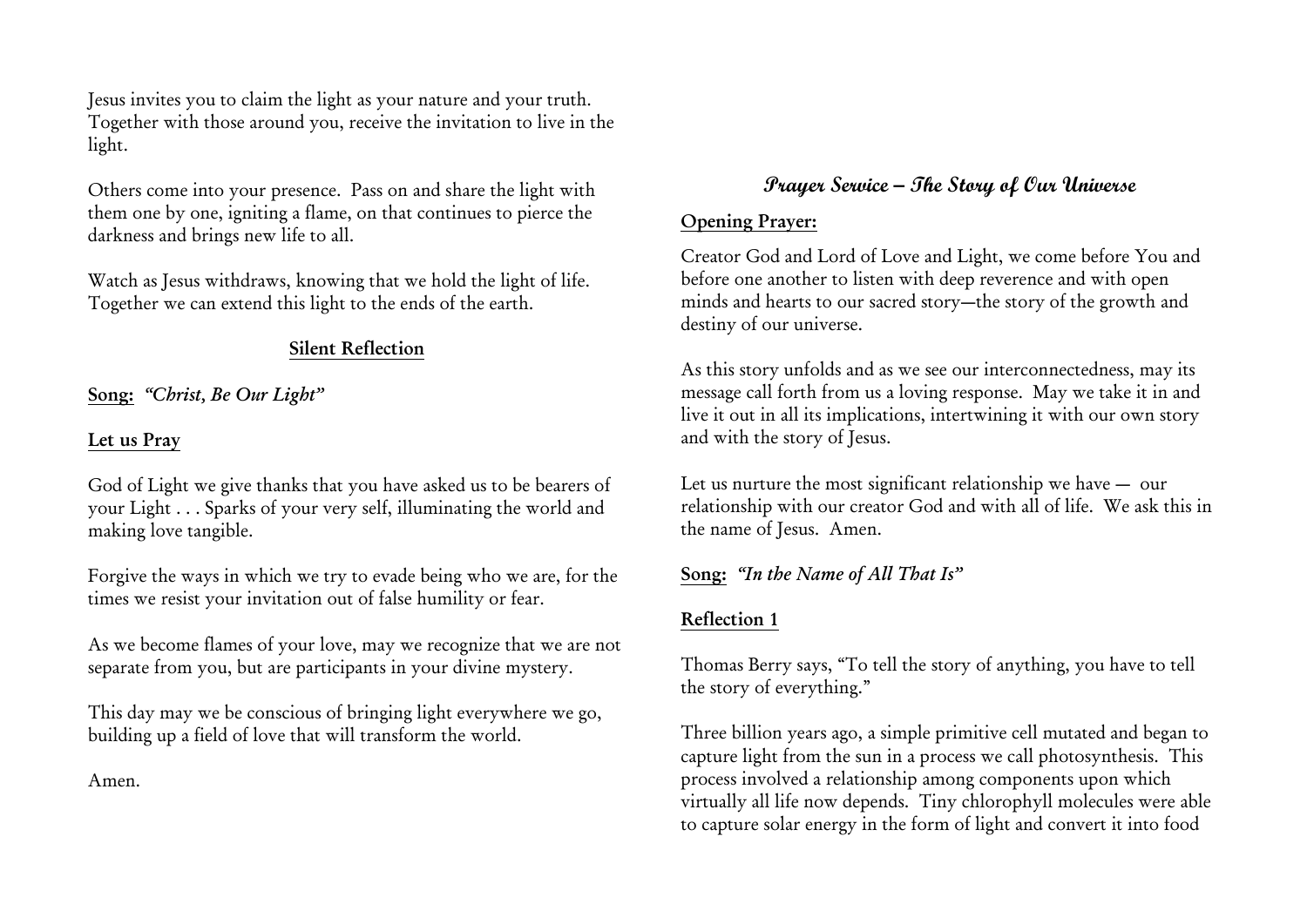Jesus invites you to claim the light as your nature and your truth. Together with those around you, receive the invitation to live in the light.

Others come into your presence. Pass on and share the light with them one by one, igniting a flame, on that continues to pierce the darkness and brings new life to all.

Watch as Jesus withdraws, knowing that we hold the light of life. Together we can extend this light to the ends of the earth.

**Silent Reflection**

**Song:** *"Christ, Be Our Light"*

**Let us Pray**

God of Light we give thanks that you have asked us to be bearers of your Light . . . Sparks of your very self, illuminating the world and making love tangible.

Forgive the ways in which we try to evade being who we are, for the times we resist your invitation out of false humility or fear.

As we become flames of your love, may we recognize that we are not separate from you, but are participants in your divine mystery.

This day may we be conscious of bringing light everywhere we go, building up a field of love that will transform the world.

Amen.

## Prayer Service – The Story of Our Universe

**Opening Prayer:**

Creator God and Lord of Love and Light, we come before You and before one another to listen with deep reverence and with open minds and hearts to our sacred story—the story of the growth and destiny of our universe.

As this story unfolds and as we see our interconnectedness, may its message call forth from us a loving response. May we take it in and live it out in all its implications, intertwining it with our own story and with the story of Jesus.

Let us nurture the most significant relationship we have — our relationship with our creator God and with all of life. We ask this in the name of Jesus. Amen.

**Song:** *"In the Name of All That Is"*

**Reflection 1**

Thomas Berry says, "To tell the story of anything, you have to tell the story of everything."

Three billion years ago, a simple primitive cell mutated and began to capture light from the sun in a process we call photosynthesis. This process involved a relationship among components upon which virtually all life now depends. Tiny chlorophyll molecules were able to capture solar energy in the form of light and convert it into food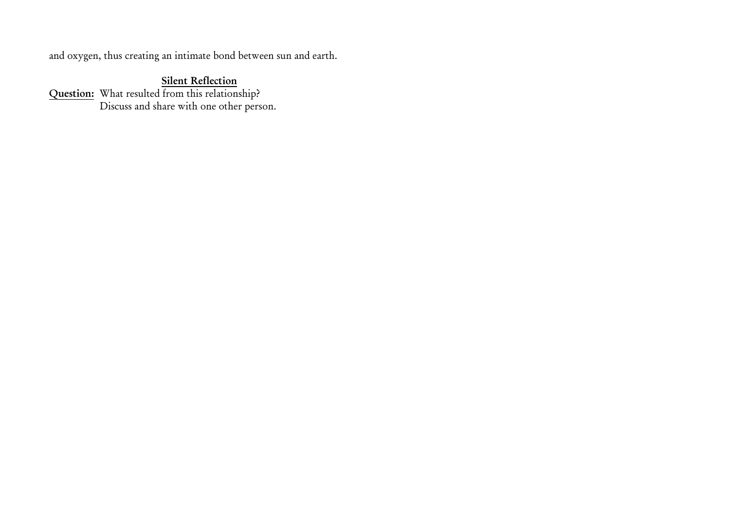and oxygen, thus creating an intimate bond between sun and earth.

**Silent Reflection**

**Question:** What resulted from this relationship?
Discuss and share with one other person.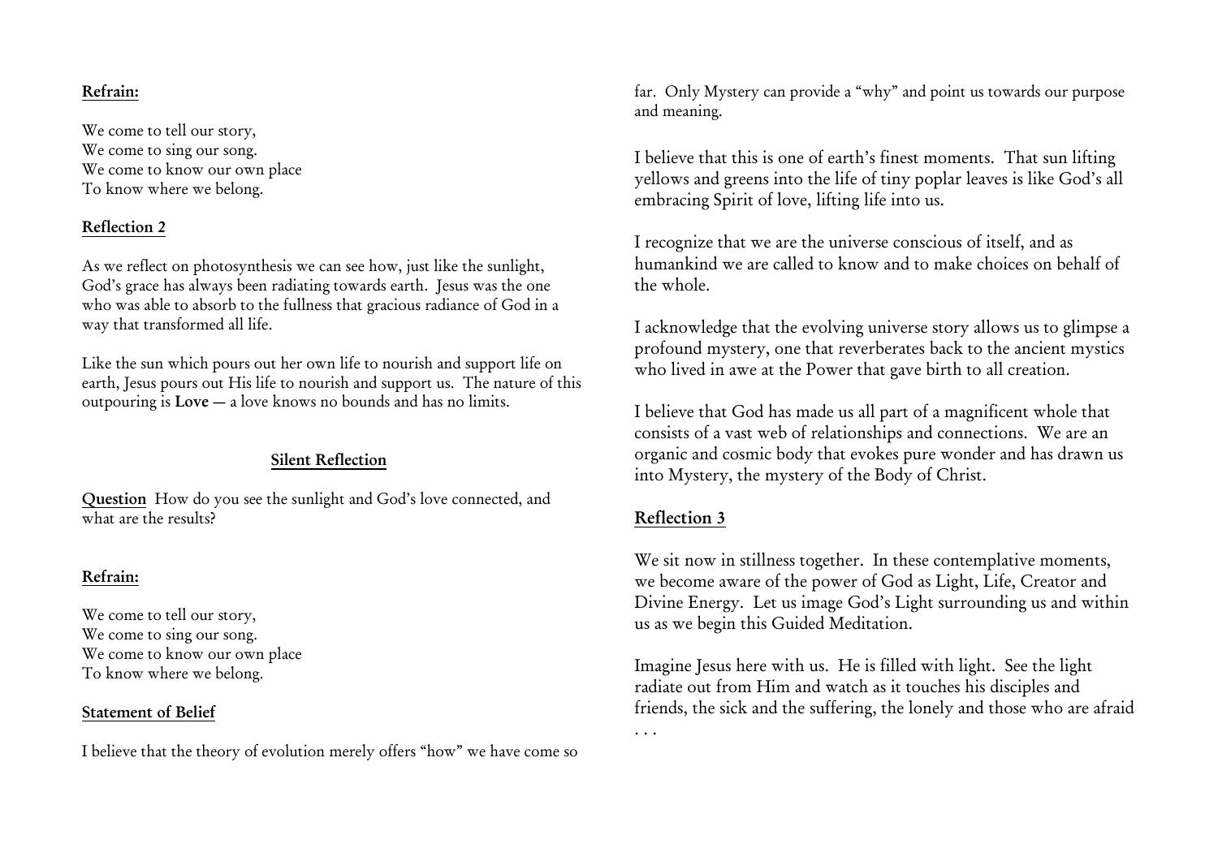**Refrain:**

We come to tell our story,
We come to sing our song.
We come to know our own place
To know where we belong.

**Reflection 2**

As we reflect on photosynthesis we can see how, just like the sunlight, God's grace has always been radiating towards earth. Jesus was the one who was able to absorb to the fullness that gracious radiance of God in a way that transformed all life.

Like the sun which pours out her own life to nourish and support life on earth, Jesus pours out His life to nourish and support us. The nature of this outpouring is **Love** — a love knows no bounds and has no limits.

**Silent Reflection**

**Question** How do you see the sunlight and God's love connected, and what are the results?

**Refrain:**

We come to tell our story,
We come to sing our song.
We come to know our own place
To know where we belong.

**Statement of Belief**

I believe that the theory of evolution merely offers "how" we have come so far. Only Mystery can provide a "why" and point us towards our purpose and meaning.

I believe that this is one of earth's finest moments. That sun lifting yellows and greens into the life of tiny poplar leaves is like God's all embracing Spirit of love, lifting life into us.

I recognize that we are the universe conscious of itself, and as humankind we are called to know and to make choices on behalf of the whole.

I acknowledge that the evolving universe story allows us to glimpse a profound mystery, one that reverberates back to the ancient mystics who lived in awe at the Power that gave birth to all creation.

I believe that God has made us all part of a magnificent whole that consists of a vast web of relationships and connections. We are an organic and cosmic body that evokes pure wonder and has drawn us into Mystery, the mystery of the Body of Christ.

**Reflection 3**

We sit now in stillness together. In these contemplative moments, we become aware of the power of God as Light, Life, Creator and Divine Energy. Let us image God's Light surrounding us and within us as we begin this Guided Meditation.

Imagine Jesus here with us. He is filled with light. See the light radiate out from Him and watch as it touches his disciples and friends, the sick and the suffering, the lonely and those who are afraid . . .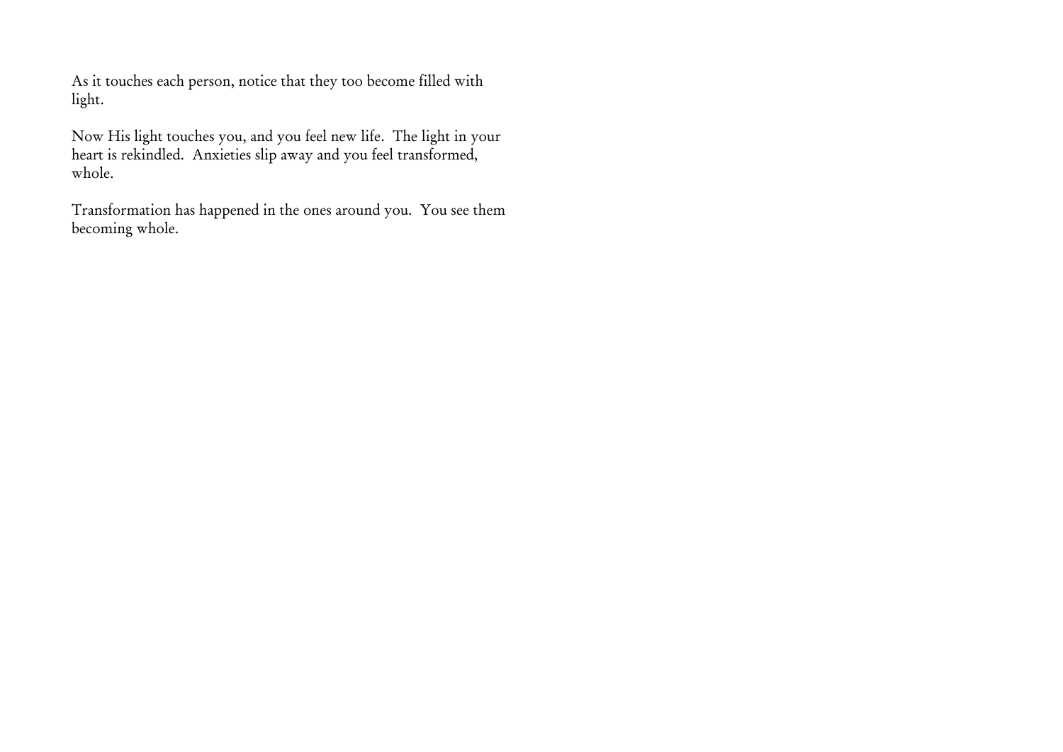As it touches each person, notice that they too become filled with light.

Now His light touches you, and you feel new life.  The light in your heart is rekindled.  Anxieties slip away and you feel transformed, whole.

Transformation has happened in the ones around you.  You see them becoming whole.